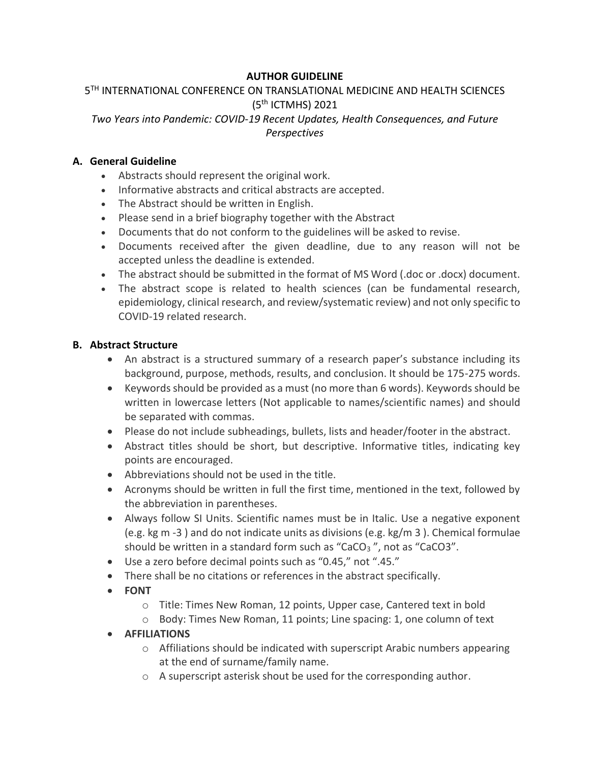**AUTHOR GUIDELINE**

5$^{TH}$ INTERNATIONAL CONFERENCE ON TRANSLATIONAL MEDICINE AND HEALTH SCIENCES (5$^{th}$ ICTMHS) 2021

*Two Years into Pandemic: COVID-19 Recent Updates, Health Consequences, and Future Perspectives*

## A. General Guideline

- Abstracts should represent the original work.
- Informative abstracts and critical abstracts are accepted.
- The Abstract should be written in English.
- Please send in a brief biography together with the Abstract
- Documents that do not conform to the guidelines will be asked to revise.
- Documents received after the given deadline, due to any reason will not be accepted unless the deadline is extended.
- The abstract should be submitted in the format of MS Word (.doc or .docx) document.
- The abstract scope is related to health sciences (can be fundamental research, epidemiology, clinical research, and review/systematic review) and not only specific to COVID-19 related research.

## B. Abstract Structure

- An abstract is a structured summary of a research paper's substance including its background, purpose, methods, results, and conclusion. It should be 175-275 words.
- Keywords should be provided as a must (no more than 6 words). Keywords should be written in lowercase letters (Not applicable to names/scientific names) and should be separated with commas.
- Please do not include subheadings, bullets, lists and header/footer in the abstract.
- Abstract titles should be short, but descriptive. Informative titles, indicating key points are encouraged.
- Abbreviations should not be used in the title.
- Acronyms should be written in full the first time, mentioned in the text, followed by the abbreviation in parentheses.
- Always follow SI Units. Scientific names must be in Italic. Use a negative exponent (e.g. kg m -3 ) and do not indicate units as divisions (e.g. kg/m 3 ). Chemical formulae should be written in a standard form such as "$CaCO_3$ ", not as "CaCO3".
- Use a zero before decimal points such as "0.45," not ".45."
- There shall be no citations or references in the abstract specifically.
- **FONT**
  - Title: Times New Roman, 12 points, Upper case, Cantered text in bold
  - Body: Times New Roman, 11 points; Line spacing: 1, one column of text
- **AFFILIATIONS**
  - Affiliations should be indicated with superscript Arabic numbers appearing at the end of surname/family name.
  - A superscript asterisk shout be used for the corresponding author.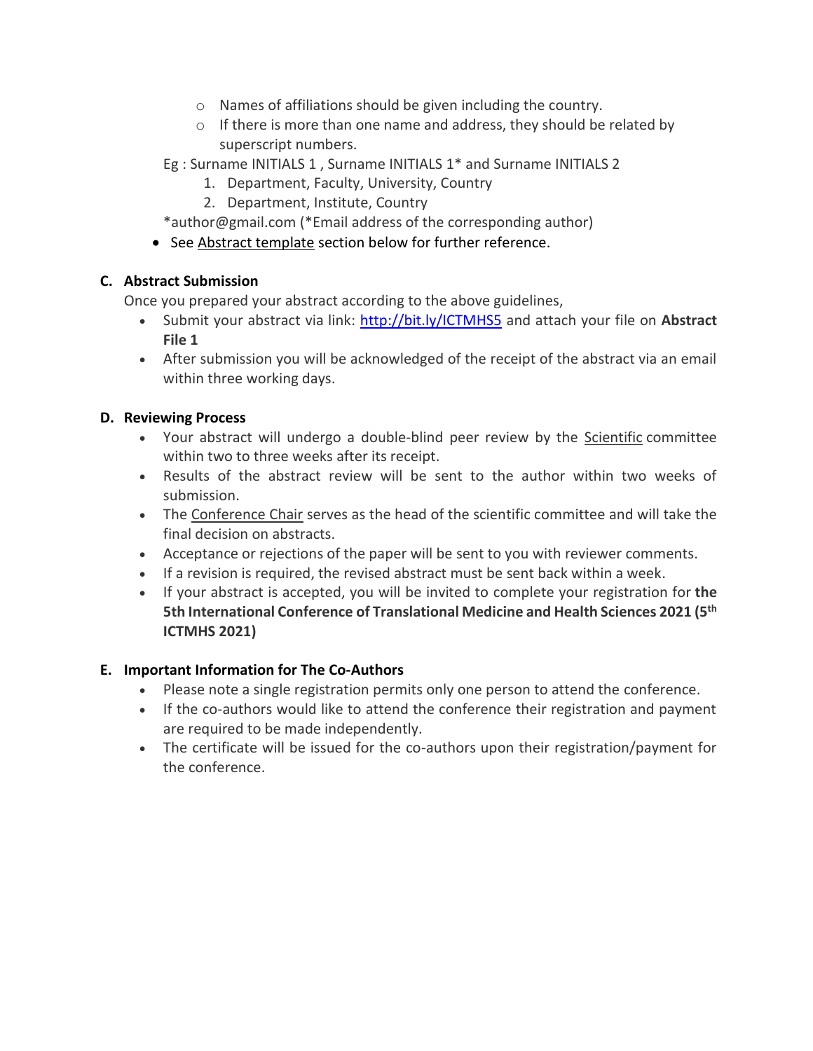- Names of affiliations should be given including the country.
- If there is more than one name and address, they should be related by superscript numbers.

Eg : Surname INITIALS 1 , Surname INITIALS 1* and Surname INITIALS 2

1. Department, Faculty, University, Country
2. Department, Institute, Country

*author@gmail.com (*Email address of the corresponding author)

- See Abstract template section below for further reference.

## C. Abstract Submission

Once you prepared your abstract according to the above guidelines,

- Submit your abstract via link: [http://bit.ly/ICTMHS5](http://bit.ly/ICTMHS5) and attach your file on **Abstract File 1**
- After submission you will be acknowledged of the receipt of the abstract via an email within three working days.

## D. Reviewing Process

- Your abstract will undergo a double-blind peer review by the Scientific committee within two to three weeks after its receipt.
- Results of the abstract review will be sent to the author within two weeks of submission.
- The Conference Chair serves as the head of the scientific committee and will take the final decision on abstracts.
- Acceptance or rejections of the paper will be sent to you with reviewer comments.
- If a revision is required, the revised abstract must be sent back within a week.
- If your abstract is accepted, you will be invited to complete your registration for **the 5th International Conference of Translational Medicine and Health Sciences 2021 (5th ICTMHS 2021)**

## E. Important Information for The Co-Authors

- Please note a single registration permits only one person to attend the conference.
- If the co-authors would like to attend the conference their registration and payment are required to be made independently.
- The certificate will be issued for the co-authors upon their registration/payment for the conference.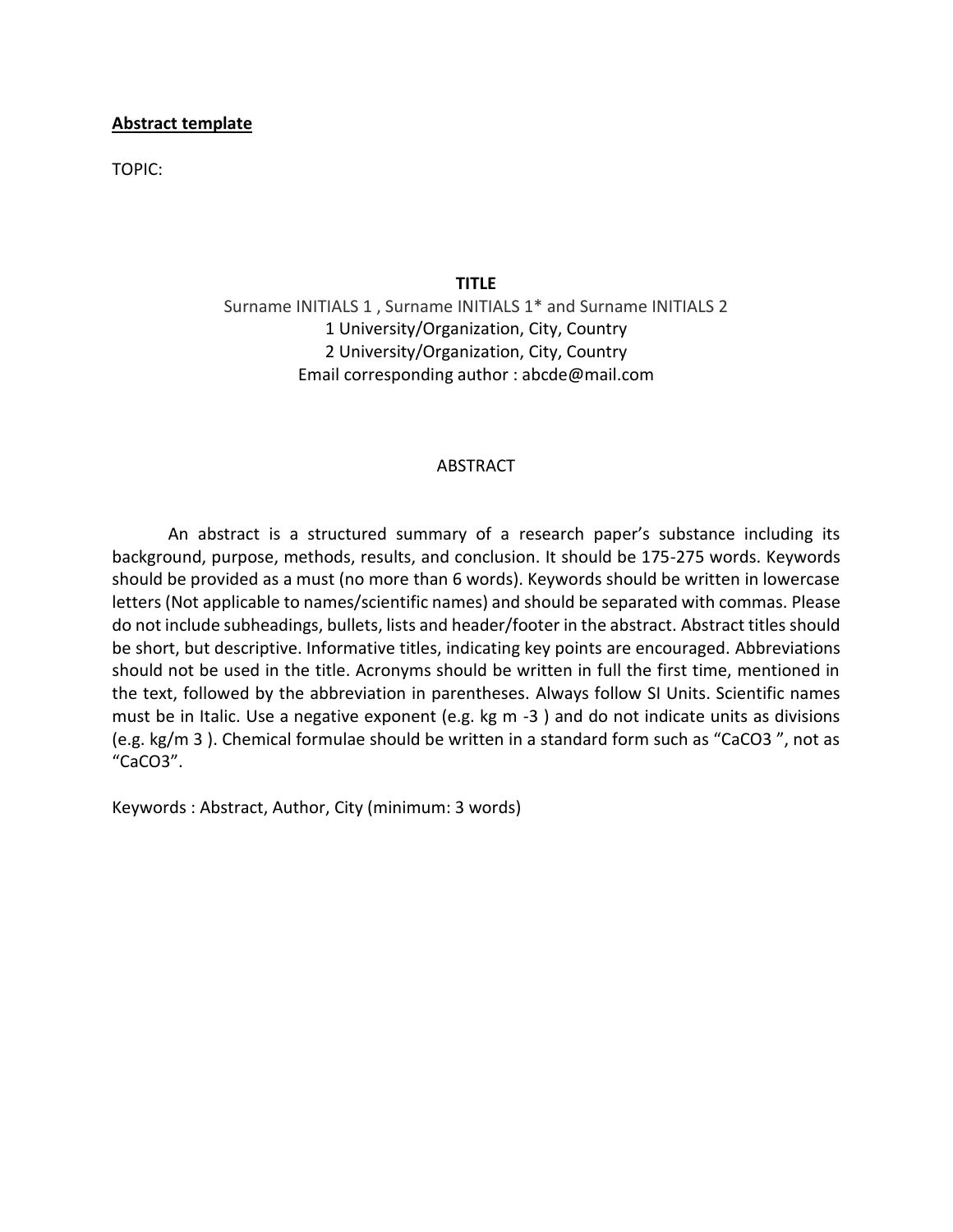**Abstract template**

TOPIC:

**TITLE**

Surname INITIALS 1 , Surname INITIALS 1* and Surname INITIALS 2

1 University/Organization, City, Country

2 University/Organization, City, Country

Email corresponding author : abcde@mail.com

ABSTRACT

An abstract is a structured summary of a research paper's substance including its background, purpose, methods, results, and conclusion. It should be 175-275 words. Keywords should be provided as a must (no more than 6 words). Keywords should be written in lowercase letters (Not applicable to names/scientific names) and should be separated with commas. Please do not include subheadings, bullets, lists and header/footer in the abstract. Abstract titles should be short, but descriptive. Informative titles, indicating key points are encouraged. Abbreviations should not be used in the title. Acronyms should be written in full the first time, mentioned in the text, followed by the abbreviation in parentheses. Always follow SI Units. Scientific names must be in Italic. Use a negative exponent (e.g. kg $m^{-3}$ ) and do not indicate units as divisions (e.g. kg/$m^3$ ). Chemical formulae should be written in a standard form such as "$CaCO_3$ ", not as "CaCO3".

Keywords : Abstract, Author, City (minimum: 3 words)